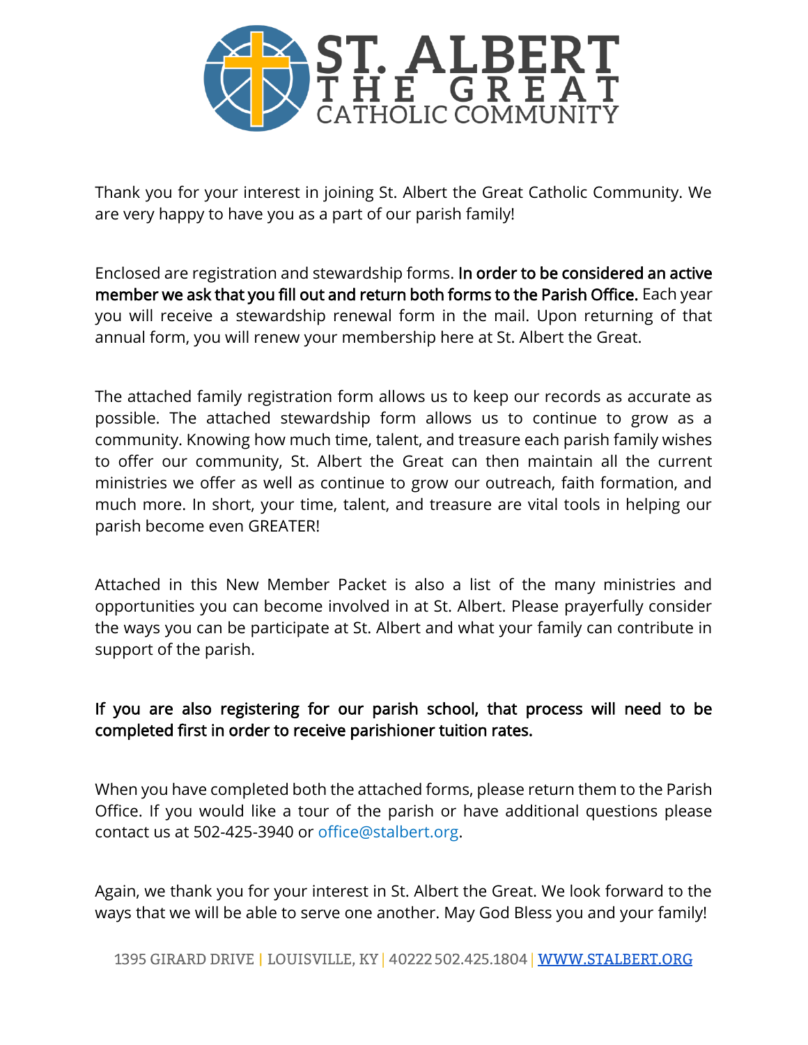# ST. ALBERT THE GREAT CATHOLIC COMMUNITY

Thank you for your interest in joining St. Albert the Great Catholic Community. We are very happy to have you as a part of our parish family!

Enclosed are registration and stewardship forms. **In order to be considered an active member we ask that you fill out and return both forms to the Parish Office.** Each year you will receive a stewardship renewal form in the mail. Upon returning of that annual form, you will renew your membership here at St. Albert the Great.

The attached family registration form allows us to keep our records as accurate as possible. The attached stewardship form allows us to continue to grow as a community. Knowing how much time, talent, and treasure each parish family wishes to offer our community, St. Albert the Great can then maintain all the current ministries we offer as well as continue to grow our outreach, faith formation, and much more. In short, your time, talent, and treasure are vital tools in helping our parish become even GREATER!

Attached in this New Member Packet is also a list of the many ministries and opportunities you can become involved in at St. Albert. Please prayerfully consider the ways you can be participate at St. Albert and what your family can contribute in support of the parish.

**If you are also registering for our parish school, that process will need to be completed first in order to receive parishioner tuition rates.**

When you have completed both the attached forms, please return them to the Parish Office. If you would like a tour of the parish or have additional questions please contact us at 502-425-3940 or office@stalbert.org.

Again, we thank you for your interest in St. Albert the Great. We look forward to the ways that we will be able to serve one another. May God Bless you and your family!

1395 GIRARD DRIVE | LOUISVILLE, KY | 40222 502.425.1804 | WWW.STALBERT.ORG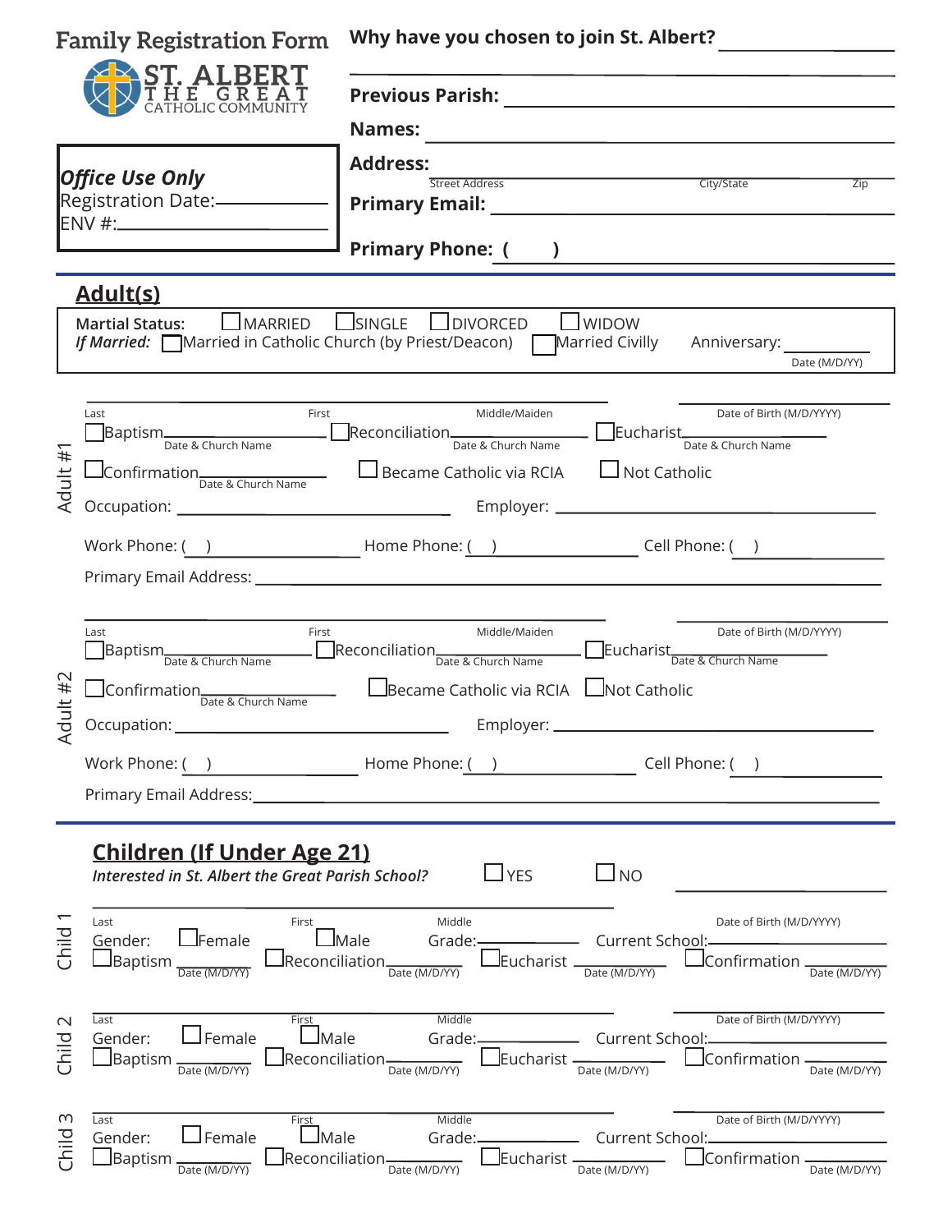# Family Registration Form

ST. ALBERT THE GREAT CATHOLIC COMMUNITY

**Why have you chosen to join St. Albert?** ______________________

**Previous Parish:** ______________________

**Names:** ______________________

**Address:** ______________________
Street Address | City/State | Zip

**Primary Email:** ______________________

**Primary Phone: (    )** ______________________

***Office Use Only***
Registration Date: ______________
ENV #: ______________

## Adult(s)

**Martial Status:** ☐ MARRIED ☐ SINGLE ☐ DIVORCED ☐ WIDOW
***If Married:*** ☐ Married in Catholic Church (by Priest/Deacon) ☐ Married Civilly Anniversary: __________
Date (M/D/YY)

### Adult #1

______________________ Last | First | Middle/Maiden | Date of Birth (M/D/YYYY)

☐ Baptism __________ (Date & Church Name) ☐ Reconciliation __________ (Date & Church Name) ☐ Eucharist __________ (Date & Church Name)

☐ Confirmation __________ (Date & Church Name) ☐ Became Catholic via RCIA ☐ Not Catholic

Occupation: ______________________ Employer: ______________________

Work Phone: (    ) __________ Home Phone: (    ) __________ Cell Phone: (    ) __________

Primary Email Address: ______________________

### Adult #2

______________________ Last | First | Middle/Maiden | Date of Birth (M/D/YYYY)

☐ Baptism __________ (Date & Church Name) ☐ Reconciliation __________ (Date & Church Name) ☐ Eucharist __________ (Date & Church Name)

☐ Confirmation __________ (Date & Church Name) ☐ Became Catholic via RCIA ☐ Not Catholic

Occupation: ______________________ Employer: ______________________

Work Phone: (    ) __________ Home Phone: (    ) __________ Cell Phone: (    ) __________

Primary Email Address: ______________________

## Children (If Under Age 21)

***Interested in St. Albert the Great Parish School?*** ☐ YES ☐ NO

### Child 1

______________________ Last | First | Middle | Date of Birth (M/D/YYYY)

Gender: ☐ Female ☐ Male Grade: __________ Current School: __________

☐ Baptism __________ (Date (M/D/YY)) ☐ Reconciliation __________ (Date (M/D/YY)) ☐ Eucharist __________ (Date (M/D/YY)) ☐ Confirmation __________ (Date (M/D/YY))

### Child 2

______________________ Last | First | Middle | Date of Birth (M/D/YYYY)

Gender: ☐ Female ☐ Male Grade: __________ Current School: __________

☐ Baptism __________ (Date (M/D/YY)) ☐ Reconciliation __________ (Date (M/D/YY)) ☐ Eucharist __________ (Date (M/D/YY)) ☐ Confirmation __________ (Date (M/D/YY))

### Child 3

______________________ Last | First | Middle | Date of Birth (M/D/YYYY)

Gender: ☐ Female ☐ Male Grade: __________ Current School: __________

☐ Baptism __________ (Date (M/D/YY)) ☐ Reconciliation __________ (Date (M/D/YY)) ☐ Eucharist __________ (Date (M/D/YY)) ☐ Confirmation __________ (Date (M/D/YY))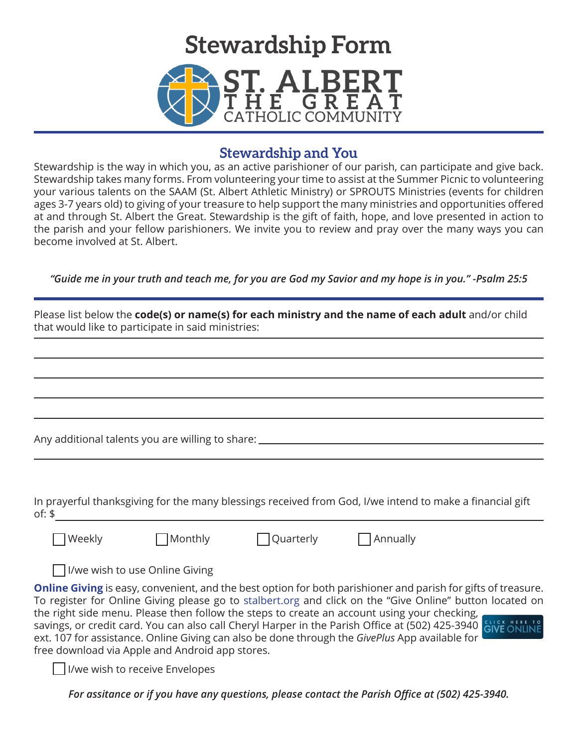# Stewardship Form

ST. ALBERT THE GREAT CATHOLIC COMMUNITY

## Stewardship and You

Stewardship is the way in which you, as an active parishioner of our parish, can participate and give back. Stewardship takes many forms. From volunteering your time to assist at the Summer Picnic to volunteering your various talents on the SAAM (St. Albert Athletic Ministry) or SPROUTS Ministries (events for children ages 3-7 years old) to giving of your treasure to help support the many ministries and opportunities offered at and through St. Albert the Great. Stewardship is the gift of faith, hope, and love presented in action to the parish and your fellow parishioners. We invite you to review and pray over the many ways you can become involved at St. Albert.

*"Guide me in your truth and teach me, for you are God my Savior and my hope is in you." -Psalm 25:5*

---

Please list below the **code(s) or name(s) for each ministry and the name of each adult** and/or child that would like to participate in said ministries:

\_\_\_\_\_\_\_\_\_\_\_\_\_\_\_\_\_\_\_\_\_\_\_\_\_\_\_\_\_\_\_\_\_\_\_\_\_\_\_\_

\_\_\_\_\_\_\_\_\_\_\_\_\_\_\_\_\_\_\_\_\_\_\_\_\_\_\_\_\_\_\_\_\_\_\_\_\_\_\_\_

\_\_\_\_\_\_\_\_\_\_\_\_\_\_\_\_\_\_\_\_\_\_\_\_\_\_\_\_\_\_\_\_\_\_\_\_\_\_\_\_

\_\_\_\_\_\_\_\_\_\_\_\_\_\_\_\_\_\_\_\_\_\_\_\_\_\_\_\_\_\_\_\_\_\_\_\_\_\_\_\_

\_\_\_\_\_\_\_\_\_\_\_\_\_\_\_\_\_\_\_\_\_\_\_\_\_\_\_\_\_\_\_\_\_\_\_\_\_\_\_\_

Any additional talents you are willing to share: \_\_\_\_\_\_\_\_\_\_\_\_\_\_\_\_\_\_\_\_\_\_\_\_\_\_\_\_

\_\_\_\_\_\_\_\_\_\_\_\_\_\_\_\_\_\_\_\_\_\_\_\_\_\_\_\_\_\_\_\_\_\_\_\_\_\_\_\_

In prayerful thanksgiving for the many blessings received from God, I/we intend to make a financial gift of: $\_\_\_\_\_\_\_\_\_\_\_\_\_\_\_\_\_\_\_\_\_\_\_\_\_\_\_\_

☐ Weekly ☐ Monthly ☐ Quarterly ☐ Annually

☐ I/we wish to use Online Giving

**Online Giving** is easy, convenient, and the best option for both parishioner and parish for gifts of treasure. To register for Online Giving please go to stalbert.org and click on the "Give Online" button located on the right side menu. Please then follow the steps to create an account using your checking, savings, or credit card. You can also call Cheryl Harper in the Parish Office at (502) 425-3940 ext. 107 for assistance. Online Giving can also be done through the *GivePlus* App available for free download via Apple and Android app stores.

CLICK HERE TO GIVE ONLINE

☐ I/we wish to receive Envelopes

***For assitance or if you have any questions, please contact the Parish Office at (502) 425-3940.***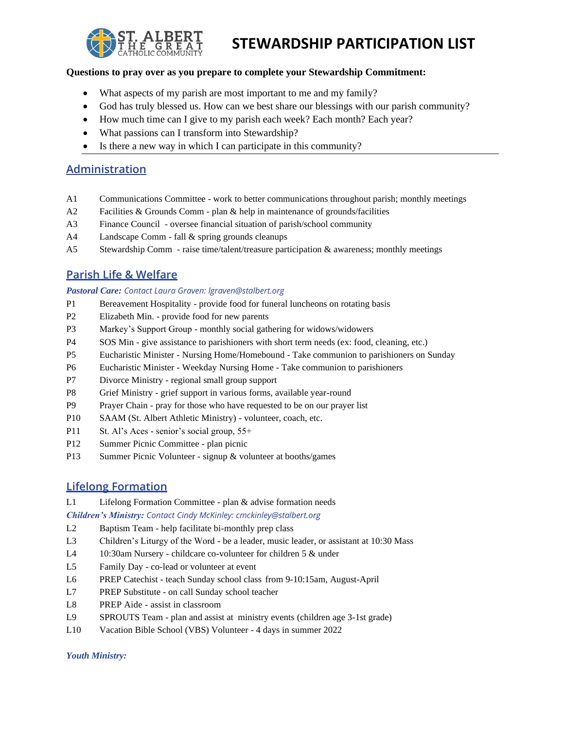ST. ALBERT THE GREAT CATHOLIC COMMUNITY

# STEWARDSHIP PARTICIPATION LIST

**Questions to pray over as you prepare to complete your Stewardship Commitment:**

- What aspects of my parish are most important to me and my family?
- God has truly blessed us. How can we best share our blessings with our parish community?
- How much time can I give to my parish each week? Each month? Each year?
- What passions can I transform into Stewardship?
- Is there a new way in which I can participate in this community?

---

## Administration

A1 Communications Committee - work to better communications throughout parish; monthly meetings
A2 Facilities & Grounds Comm - plan & help in maintenance of grounds/facilities
A3 Finance Council - oversee financial situation of parish/school community
A4 Landscape Comm - fall & spring grounds cleanups
A5 Stewardship Comm - raise time/talent/treasure participation & awareness; monthly meetings

## Parish Life & Welfare

***Pastoral Care:*** *Contact Laura Graven: lgraven@stalbert.org*

P1 Bereavement Hospitality - provide food for funeral luncheons on rotating basis
P2 Elizabeth Min. - provide food for new parents
P3 Markey's Support Group - monthly social gathering for widows/widowers
P4 SOS Min - give assistance to parishioners with short term needs (ex: food, cleaning, etc.)
P5 Eucharistic Minister - Nursing Home/Homebound - Take communion to parishioners on Sunday
P6 Eucharistic Minister - Weekday Nursing Home - Take communion to parishioners
P7 Divorce Ministry - regional small group support
P8 Grief Ministry - grief support in various forms, available year-round
P9 Prayer Chain - pray for those who have requested to be on our prayer list
P10 SAAM (St. Albert Athletic Ministry) - volunteer, coach, etc.
P11 St. Al's Aces - senior's social group, 55+
P12 Summer Picnic Committee - plan picnic
P13 Summer Picnic Volunteer - signup & volunteer at booths/games

## Lifelong Formation

L1 Lifelong Formation Committee - plan & advise formation needs

***Children's Ministry:*** *Contact Cindy McKinley: cmckinley@stalbert.org*

L2 Baptism Team - help facilitate bi-monthly prep class
L3 Children's Liturgy of the Word - be a leader, music leader, or assistant at 10:30 Mass
L4 10:30am Nursery - childcare co-volunteer for children 5 & under
L5 Family Day - co-lead or volunteer at event
L6 PREP Catechist - teach Sunday school class from 9-10:15am, August-April
L7 PREP Substitute - on call Sunday school teacher
L8 PREP Aide - assist in classroom
L9 SPROUTS Team - plan and assist at ministry events (children age 3-1st grade)
L10 Vacation Bible School (VBS) Volunteer - 4 days in summer 2022

***Youth Ministry:***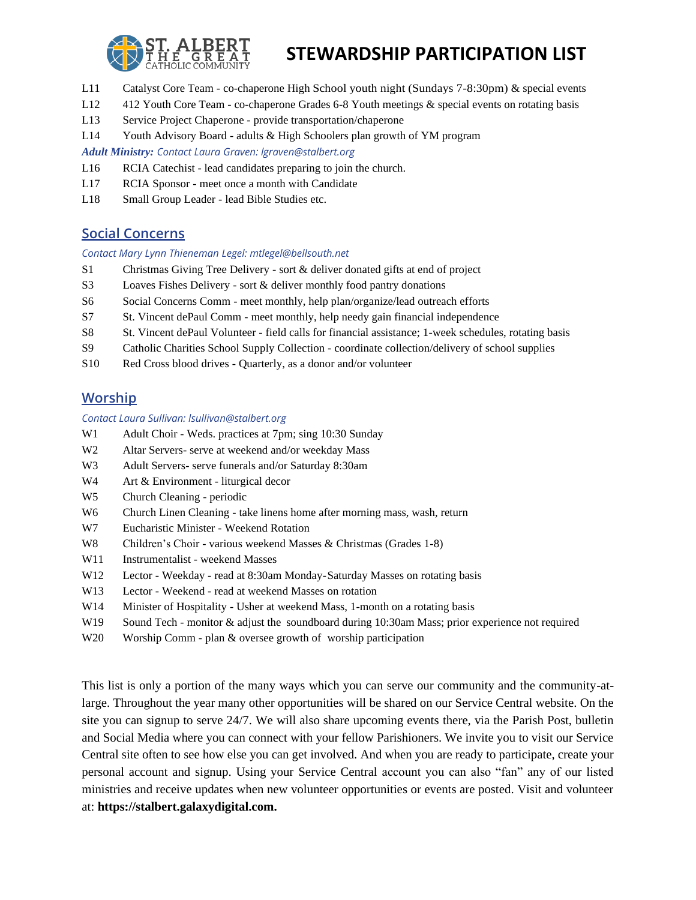# STEWARDSHIP PARTICIPATION LIST

L11 Catalyst Core Team - co-chaperone High School youth night (Sundays 7-8:30pm) & special events

L12 412 Youth Core Team - co-chaperone Grades 6-8 Youth meetings & special events on rotating basis

L13 Service Project Chaperone - provide transportation/chaperone

L14 Youth Advisory Board - adults & High Schoolers plan growth of YM program

***Adult Ministry:*** *Contact Laura Graven: lgraven@stalbert.org*

L16 RCIA Catechist - lead candidates preparing to join the church.

L17 RCIA Sponsor - meet once a month with Candidate

L18 Small Group Leader - lead Bible Studies etc.

## Social Concerns

*Contact Mary Lynn Thieneman Legel: mtlegel@bellsouth.net*

S1 Christmas Giving Tree Delivery - sort & deliver donated gifts at end of project

S3 Loaves Fishes Delivery - sort & deliver monthly food pantry donations

S6 Social Concerns Comm - meet monthly, help plan/organize/lead outreach efforts

S7 St. Vincent dePaul Comm - meet monthly, help needy gain financial independence

S8 St. Vincent dePaul Volunteer - field calls for financial assistance; 1-week schedules, rotating basis

S9 Catholic Charities School Supply Collection - coordinate collection/delivery of school supplies

S10 Red Cross blood drives - Quarterly, as a donor and/or volunteer

## Worship

*Contact Laura Sullivan: lsullivan@stalbert.org*

W1 Adult Choir - Weds. practices at 7pm; sing 10:30 Sunday

W2 Altar Servers- serve at weekend and/or weekday Mass

W3 Adult Servers- serve funerals and/or Saturday 8:30am

W4 Art & Environment - liturgical decor

W5 Church Cleaning - periodic

W6 Church Linen Cleaning - take linens home after morning mass, wash, return

W7 Eucharistic Minister - Weekend Rotation

W8 Children's Choir - various weekend Masses & Christmas (Grades 1-8)

W11 Instrumentalist - weekend Masses

W12 Lector - Weekday - read at 8:30am Monday-Saturday Masses on rotating basis

W13 Lector - Weekend - read at weekend Masses on rotation

W14 Minister of Hospitality - Usher at weekend Mass, 1-month on a rotating basis

W19 Sound Tech - monitor & adjust the soundboard during 10:30am Mass; prior experience not required

W20 Worship Comm - plan & oversee growth of worship participation

This list is only a portion of the many ways which you can serve our community and the community-at-large. Throughout the year many other opportunities will be shared on our Service Central website. On the site you can signup to serve 24/7. We will also share upcoming events there, via the Parish Post, bulletin and Social Media where you can connect with your fellow Parishioners. We invite you to visit our Service Central site often to see how else you can get involved. And when you are ready to participate, create your personal account and signup. Using your Service Central account you can also "fan" any of our listed ministries and receive updates when new volunteer opportunities or events are posted. Visit and volunteer at: **https://stalbert.galaxydigital.com.**